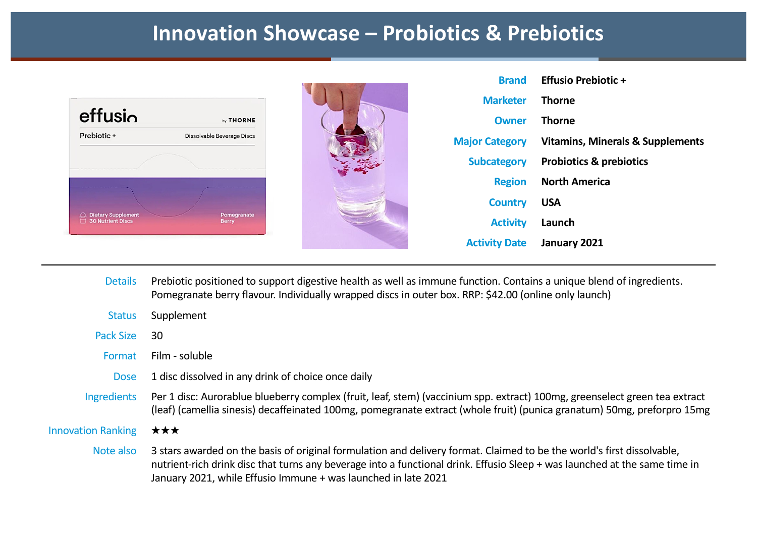# Innovation Showcase – Probiotics & Prebiotics

| | |
|---|---|
| **Brand** | **Effusio Prebiotic +** |
| **Marketer** | **Thorne** |
| **Owner** | **Thorne** |
| **Major Category** | **Vitamins, Minerals & Supplements** |
| **Subcategory** | **Probiotics & prebiotics** |
| **Region** | **North America** |
| **Country** | **USA** |
| **Activity** | **Launch** |
| **Activity Date** | **January 2021** |

---

| | |
|---|---|
| Details | Prebiotic positioned to support digestive health as well as immune function. Contains a unique blend of ingredients. Pomegranate berry flavour. Individually wrapped discs in outer box. RRP: $42.00 (online only launch) |
| Status | Supplement |
| Pack Size | 30 |
| Format | Film - soluble |
| Dose | 1 disc dissolved in any drink of choice once daily |
| Ingredients | Per 1 disc: Aurorablue blueberry complex (fruit, leaf, stem) (vaccinium spp. extract) 100mg, greenselect green tea extract (leaf) (camellia sinesis) decaffeinated 100mg, pomegranate extract (whole fruit) (punica granatum) 50mg, preforpro 15mg |
| Innovation Ranking | ★★★ |
| Note also | 3 stars awarded on the basis of original formulation and delivery format. Claimed to be the world's first dissolvable, nutrient-rich drink disc that turns any beverage into a functional drink. Effusio Sleep + was launched at the same time in January 2021, while Effusio Immune + was launched in late 2021 |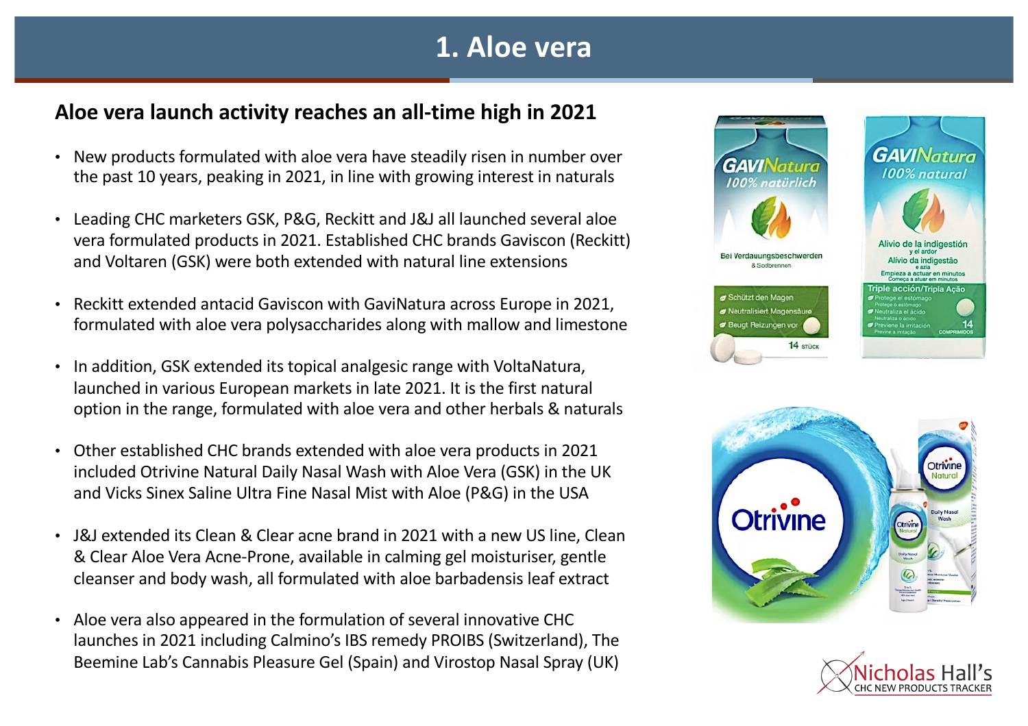# 1. Aloe vera

## Aloe vera launch activity reaches an all-time high in 2021

- New products formulated with aloe vera have steadily risen in number over the past 10 years, peaking in 2021, in line with growing interest in naturals
- Leading CHC marketers GSK, P&G, Reckitt and J&J all launched several aloe vera formulated products in 2021. Established CHC brands Gaviscon (Reckitt) and Voltaren (GSK) were both extended with natural line extensions
- Reckitt extended antacid Gaviscon with GaviNatura across Europe in 2021, formulated with aloe vera polysaccharides along with mallow and limestone
- In addition, GSK extended its topical analgesic range with VoltaNatura, launched in various European markets in late 2021. It is the first natural option in the range, formulated with aloe vera and other herbals & naturals
- Other established CHC brands extended with aloe vera products in 2021 included Otrivine Natural Daily Nasal Wash with Aloe Vera (GSK) in the UK and Vicks Sinex Saline Ultra Fine Nasal Mist with Aloe (P&G) in the USA
- J&J extended its Clean & Clear acne brand in 2021 with a new US line, Clean & Clear Aloe Vera Acne-Prone, available in calming gel moisturiser, gentle cleanser and body wash, all formulated with aloe barbadensis leaf extract
- Aloe vera also appeared in the formulation of several innovative CHC launches in 2021 including Calmino's IBS remedy PROIBS (Switzerland), The Beemine Lab's Cannabis Pleasure Gel (Spain) and Virostop Nasal Spray (UK)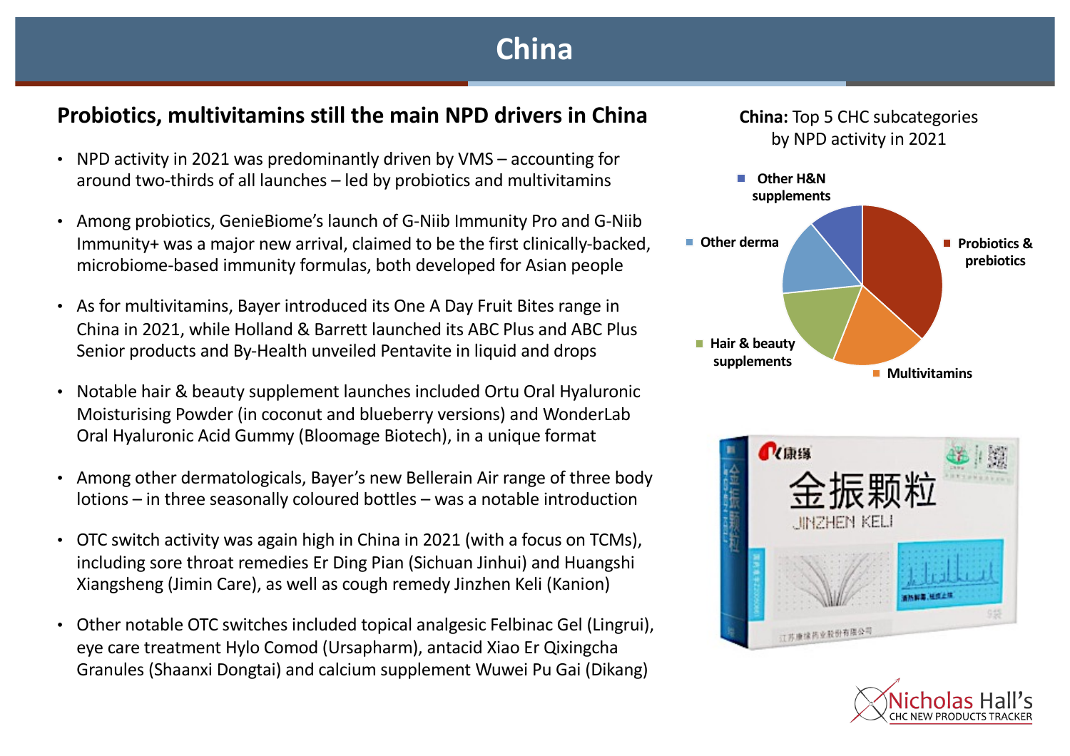# China

## Probiotics, multivitamins still the main NPD drivers in China

- NPD activity in 2021 was predominantly driven by VMS – accounting for around two-thirds of all launches – led by probiotics and multivitamins
- Among probiotics, GenieBiome's launch of G-Niib Immunity Pro and G-Niib Immunity+ was a major new arrival, claimed to be the first clinically-backed, microbiome-based immunity formulas, both developed for Asian people
- As for multivitamins, Bayer introduced its One A Day Fruit Bites range in China in 2021, while Holland & Barrett launched its ABC Plus and ABC Plus Senior products and By-Health unveiled Pentavite in liquid and drops
- Notable hair & beauty supplement launches included Ortu Oral Hyaluronic Moisturising Powder (in coconut and blueberry versions) and WonderLab Oral Hyaluronic Acid Gummy (Bloomage Biotech), in a unique format
- Among other dermatologicals, Bayer's new Bellerain Air range of three body lotions – in three seasonally coloured bottles – was a notable introduction
- OTC switch activity was again high in China in 2021 (with a focus on TCMs), including sore throat remedies Er Ding Pian (Sichuan Jinhui) and Huangshi Xiangsheng (Jimin Care), as well as cough remedy Jinzhen Keli (Kanion)
- Other notable OTC switches included topical analgesic Felbinac Gel (Lingrui), eye care treatment Hylo Comod (Ursapharm), antacid Xiao Er Qixingcha Granules (Shaanxi Dongtai) and calcium supplement Wuwei Pu Gai (Dikang)

**China:** Top 5 CHC subcategories by NPD activity in 2021

- Probiotics & prebiotics
- Multivitamins
- Hair & beauty supplements
- Other derma
- Other H&N supplements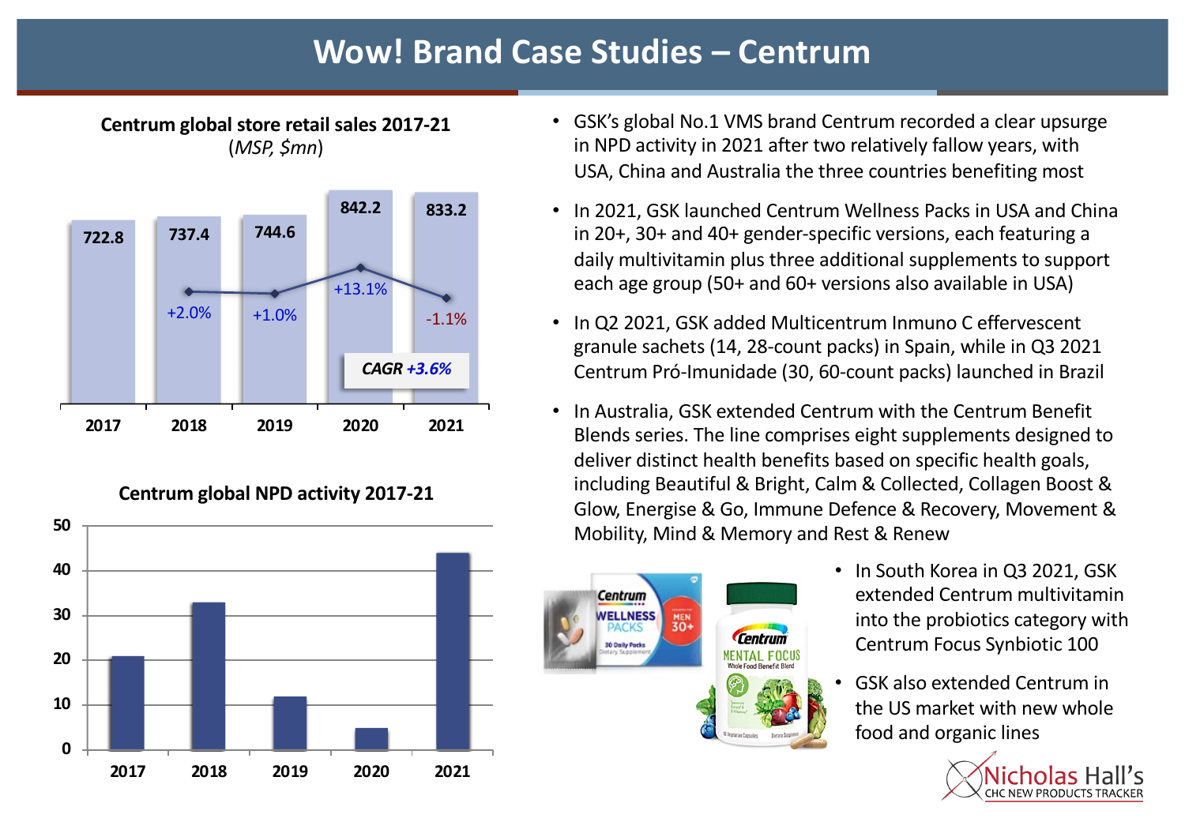# Wow! Brand Case Studies – Centrum

**Centrum global store retail sales 2017-21**
(*MSP, $mn*)

| Year | Sales | Growth |
|---|---|---|
| 2017 | 722.8 | |
| 2018 | 737.4 | +2.0% |
| 2019 | 744.6 | +1.0% |
| 2020 | 842.2 | +13.1% |
| 2021 | 833.2 | -1.1% |

*CAGR* ***+3.6%***

**Centrum global NPD activity 2017-21**

| Year | NPD activity (approx.) |
|---|---|
| 2017 | 21 |
| 2018 | 33 |
| 2019 | 12 |
| 2020 | 5 |
| 2021 | 44 |

- GSK's global No.1 VMS brand Centrum recorded a clear upsurge in NPD activity in 2021 after two relatively fallow years, with USA, China and Australia the three countries benefiting most
- In 2021, GSK launched Centrum Wellness Packs in USA and China in 20+, 30+ and 40+ gender-specific versions, each featuring a daily multivitamin plus three additional supplements to support each age group (50+ and 60+ versions also available in USA)
- In Q2 2021, GSK added Multicentrum Inmuno C effervescent granule sachets (14, 28-count packs) in Spain, while in Q3 2021 Centrum Pró-Imunidade (30, 60-count packs) launched in Brazil
- In Australia, GSK extended Centrum with the Centrum Benefit Blends series. The line comprises eight supplements designed to deliver distinct health benefits based on specific health goals, including Beautiful & Bright, Calm & Collected, Collagen Boost & Glow, Energise & Go, Immune Defence & Recovery, Movement & Mobility, Mind & Memory and Rest & Renew
- In South Korea in Q3 2021, GSK extended Centrum multivitamin into the probiotics category with Centrum Focus Synbiotic 100
- GSK also extended Centrum in the US market with new whole food and organic lines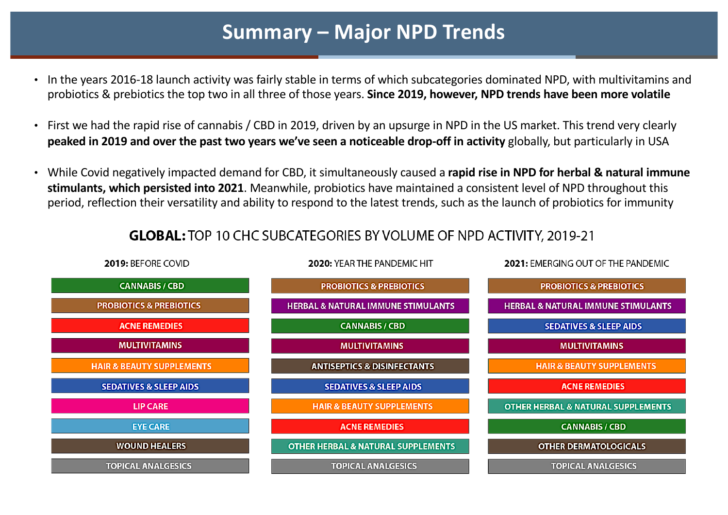# Summary – Major NPD Trends

- In the years 2016-18 launch activity was fairly stable in terms of which subcategories dominated NPD, with multivitamins and probiotics & prebiotics the top two in all three of those years. **Since 2019, however, NPD trends have been more volatile**
- First we had the rapid rise of cannabis / CBD in 2019, driven by an upsurge in NPD in the US market. This trend very clearly **peaked in 2019 and over the past two years we've seen a noticeable drop-off in activity** globally, but particularly in USA
- While Covid negatively impacted demand for CBD, it simultaneously caused a **rapid rise in NPD for herbal & natural immune stimulants, which persisted into 2021**. Meanwhile, probiotics have maintained a consistent level of NPD throughout this period, reflection their versatility and ability to respond to the latest trends, such as the launch of probiotics for immunity

## GLOBAL: TOP 10 CHC SUBCATEGORIES BY VOLUME OF NPD ACTIVITY, 2019-21

| **2019:** BEFORE COVID | **2020:** YEAR THE PANDEMIC HIT | **2021:** EMERGING OUT OF THE PANDEMIC |
|---|---|---|
| CANNABIS / CBD | PROBIOTICS & PREBIOTICS | PROBIOTICS & PREBIOTICS |
| PROBIOTICS & PREBIOTICS | HERBAL & NATURAL IMMUNE STIMULANTS | HERBAL & NATURAL IMMUNE STIMULANTS |
| ACNE REMEDIES | CANNABIS / CBD | SEDATIVES & SLEEP AIDS |
| MULTIVITAMINS | MULTIVITAMINS | MULTIVITAMINS |
| HAIR & BEAUTY SUPPLEMENTS | ANTISEPTICS & DISINFECTANTS | HAIR & BEAUTY SUPPLEMENTS |
| SEDATIVES & SLEEP AIDS | SEDATIVES & SLEEP AIDS | ACNE REMEDIES |
| LIP CARE | HAIR & BEAUTY SUPPLEMENTS | OTHER HERBAL & NATURAL SUPPLEMENTS |
| EYE CARE | ACNE REMEDIES | CANNABIS / CBD |
| WOUND HEALERS | OTHER HERBAL & NATURAL SUPPLEMENTS | OTHER DERMATOLOGICALS |
| TOPICAL ANALGESICS | TOPICAL ANALGESICS | TOPICAL ANALGESICS |